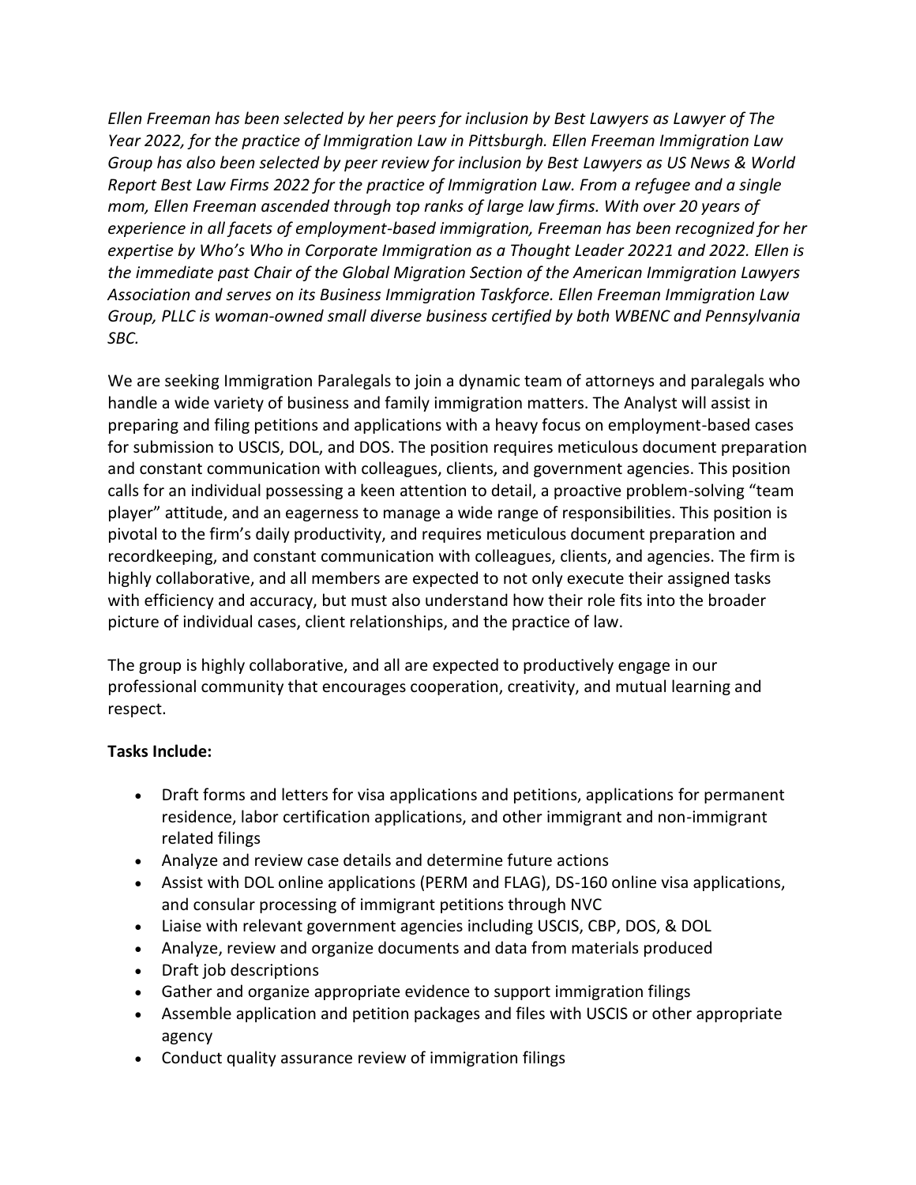*Ellen Freeman has been selected by her peers for inclusion by Best Lawyers as Lawyer of The Year 2022, for the practice of Immigration Law in Pittsburgh. Ellen Freeman Immigration Law Group has also been selected by peer review for inclusion by Best Lawyers as US News & World Report Best Law Firms 2022 for the practice of Immigration Law. From a refugee and a single mom, Ellen Freeman ascended through top ranks of large law firms. With over 20 years of experience in all facets of employment-based immigration, Freeman has been recognized for her expertise by Who's Who in Corporate Immigration as a Thought Leader 20221 and 2022. Ellen is the immediate past Chair of the Global Migration Section of the American Immigration Lawyers Association and serves on its Business Immigration Taskforce. Ellen Freeman Immigration Law Group, PLLC is woman-owned small diverse business certified by both WBENC and Pennsylvania SBC.*

We are seeking Immigration Paralegals to join a dynamic team of attorneys and paralegals who handle a wide variety of business and family immigration matters. The Analyst will assist in preparing and filing petitions and applications with a heavy focus on employment-based cases for submission to USCIS, DOL, and DOS. The position requires meticulous document preparation and constant communication with colleagues, clients, and government agencies. This position calls for an individual possessing a keen attention to detail, a proactive problem-solving "team player" attitude, and an eagerness to manage a wide range of responsibilities. This position is pivotal to the firm's daily productivity, and requires meticulous document preparation and recordkeeping, and constant communication with colleagues, clients, and agencies. The firm is highly collaborative, and all members are expected to not only execute their assigned tasks with efficiency and accuracy, but must also understand how their role fits into the broader picture of individual cases, client relationships, and the practice of law.

The group is highly collaborative, and all are expected to productively engage in our professional community that encourages cooperation, creativity, and mutual learning and respect.

**Tasks Include:**

- Draft forms and letters for visa applications and petitions, applications for permanent residence, labor certification applications, and other immigrant and non-immigrant related filings
- Analyze and review case details and determine future actions
- Assist with DOL online applications (PERM and FLAG), DS-160 online visa applications, and consular processing of immigrant petitions through NVC
- Liaise with relevant government agencies including USCIS, CBP, DOS, & DOL
- Analyze, review and organize documents and data from materials produced
- Draft job descriptions
- Gather and organize appropriate evidence to support immigration filings
- Assemble application and petition packages and files with USCIS or other appropriate agency
- Conduct quality assurance review of immigration filings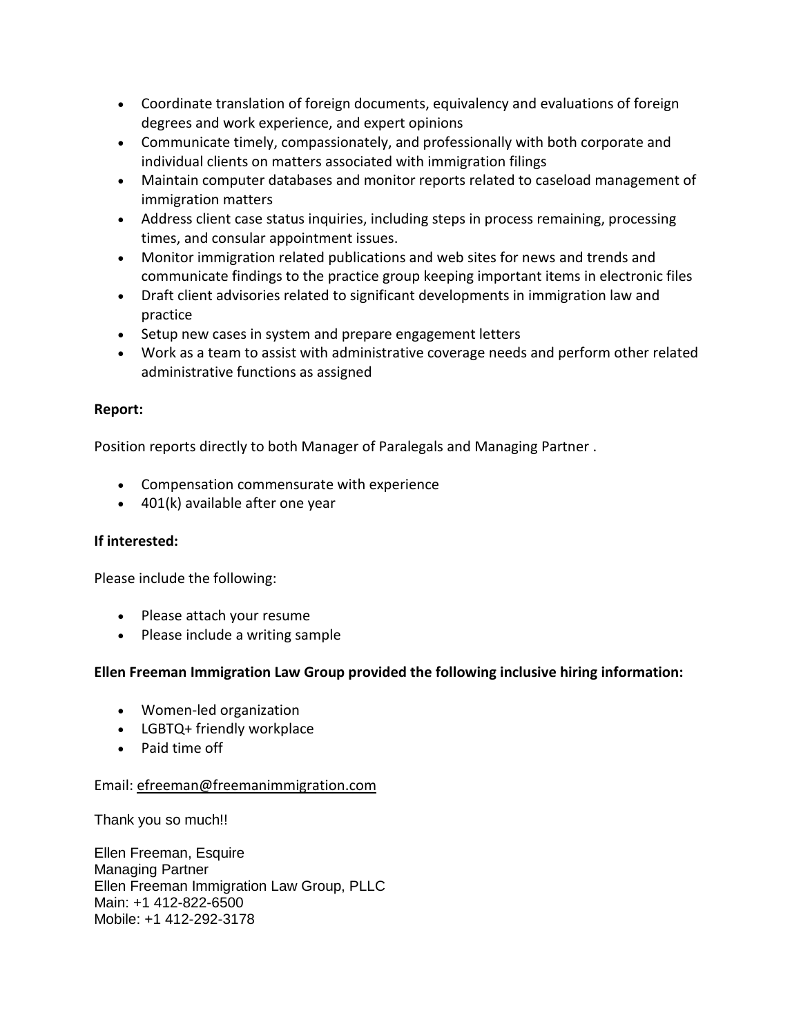- Coordinate translation of foreign documents, equivalency and evaluations of foreign degrees and work experience, and expert opinions
- Communicate timely, compassionately, and professionally with both corporate and individual clients on matters associated with immigration filings
- Maintain computer databases and monitor reports related to caseload management of immigration matters
- Address client case status inquiries, including steps in process remaining, processing times, and consular appointment issues.
- Monitor immigration related publications and web sites for news and trends and communicate findings to the practice group keeping important items in electronic files
- Draft client advisories related to significant developments in immigration law and practice
- Setup new cases in system and prepare engagement letters
- Work as a team to assist with administrative coverage needs and perform other related administrative functions as assigned

**Report:**

Position reports directly to both Manager of Paralegals and Managing Partner .

- Compensation commensurate with experience
- 401(k) available after one year

**If interested:**

Please include the following:

- Please attach your resume
- Please include a writing sample

**Ellen Freeman Immigration Law Group provided the following inclusive hiring information:**

- Women-led organization
- LGBTQ+ friendly workplace
- Paid time off

Email: efreeman@freemanimmigration.com

Thank you so much!!

Ellen Freeman, Esquire
Managing Partner
Ellen Freeman Immigration Law Group, PLLC
Main: +1 412-822-6500
Mobile: +1 412-292-3178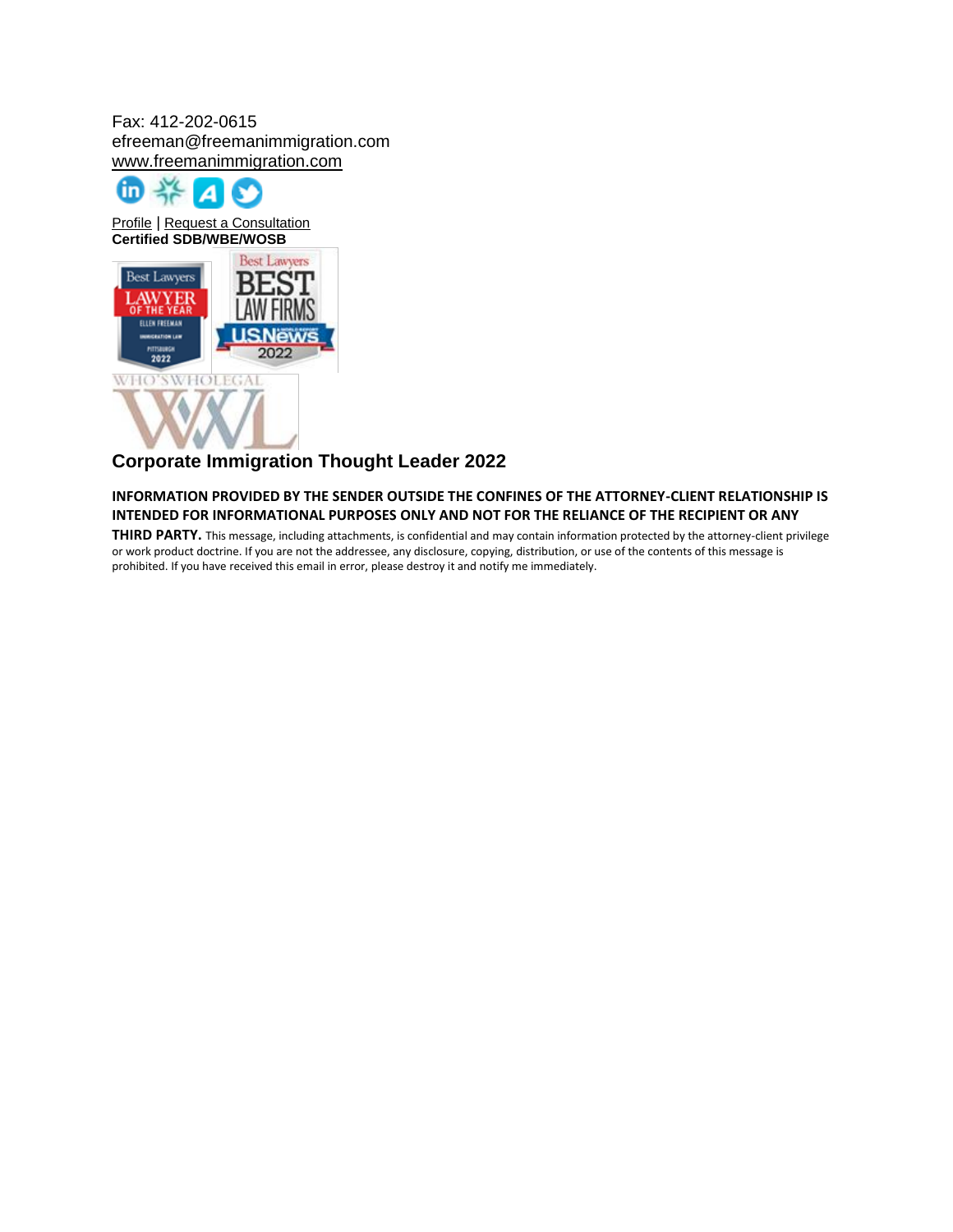Fax: 412-202-0615
efreeman@freemanimmigration.com
www.freemanimmigration.com

Profile | Request a Consultation
**Certified SDB/WBE/WOSB**

**Corporate Immigration Thought Leader 2022**

**INFORMATION PROVIDED BY THE SENDER OUTSIDE THE CONFINES OF THE ATTORNEY-CLIENT RELATIONSHIP IS INTENDED FOR INFORMATIONAL PURPOSES ONLY AND NOT FOR THE RELIANCE OF THE RECIPIENT OR ANY THIRD PARTY.** This message, including attachments, is confidential and may contain information protected by the attorney-client privilege or work product doctrine. If you are not the addressee, any disclosure, copying, distribution, or use of the contents of this message is prohibited. If you have received this email in error, please destroy it and notify me immediately.